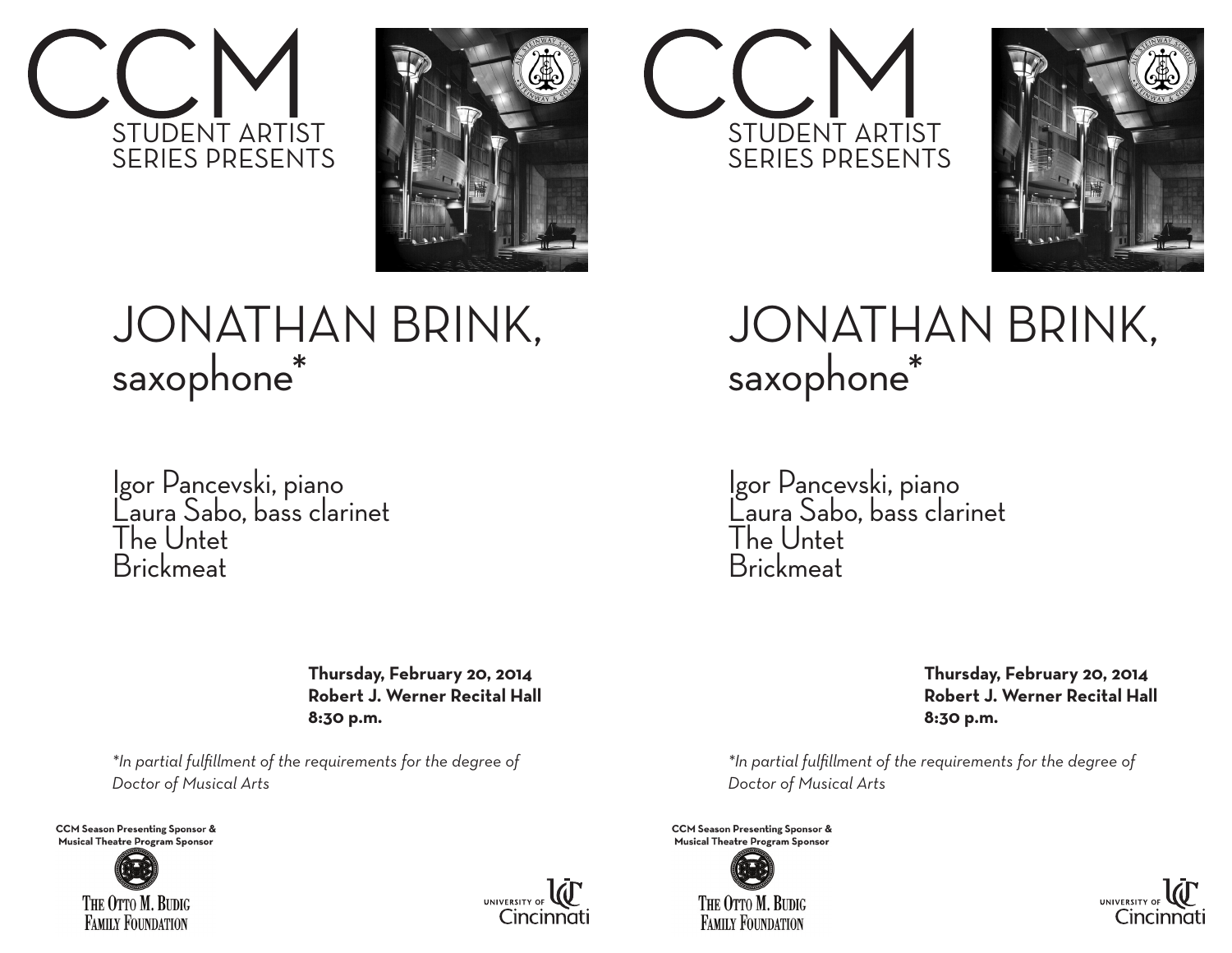# CCM

STUDENT ARTIST SERIES PRESENTS

# JONATHAN BRINK, saxophone*

Igor Pancevski, piano
Laura Sabo, bass clarinet
The Untet
Brickmeat

**Thursday, February 20, 2014**
**Robert J. Werner Recital Hall**
**8:30 p.m.**

*\*In partial fulfillment of the requirements for the degree of Doctor of Musical Arts*

**CCM Season Presenting Sponsor & Musical Theatre Program Sponsor**

THE OTTO M. BUDIG FAMILY FOUNDATION

UNIVERSITY OF Cincinnati

# CCM

STUDENT ARTIST SERIES PRESENTS

# JONATHAN BRINK, saxophone*

Igor Pancevski, piano
Laura Sabo, bass clarinet
The Untet
Brickmeat

**Thursday, February 20, 2014**
**Robert J. Werner Recital Hall**
**8:30 p.m.**

*\*In partial fulfillment of the requirements for the degree of Doctor of Musical Arts*

**CCM Season Presenting Sponsor & Musical Theatre Program Sponsor**

THE OTTO M. BUDIG FAMILY FOUNDATION

UNIVERSITY OF Cincinnati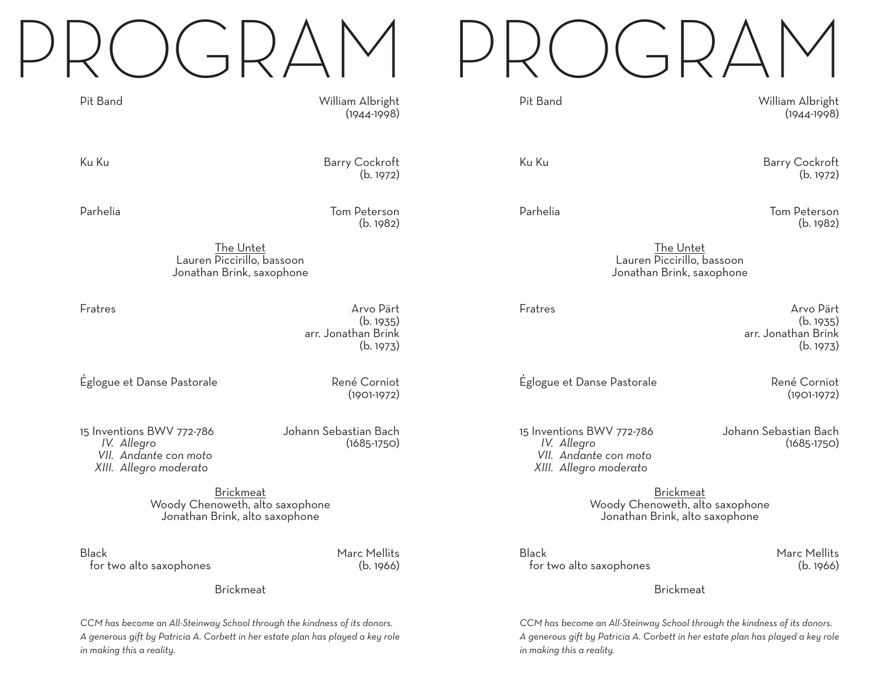# PROGRAM

Pit Band — William Albright (1944-1998)

Ku Ku — Barry Cockroft (b. 1972)

Parhelia — Tom Peterson (b. 1982)

The Untet
Lauren Piccirillo, bassoon
Jonathan Brink, saxophone

Fratres — Arvo Pärt (b. 1935), arr. Jonathan Brink (b. 1973)

Églogue et Danse Pastorale — René Corniot (1901-1972)

15 Inventions BWV 772-786 — Johann Sebastian Bach (1685-1750)
- *IV. Allegro*
- *VII. Andante con moto*
- *XIII. Allegro moderato*

Brickmeat
Woody Chenoweth, alto saxophone
Jonathan Brink, alto saxophone

Black — Marc Mellits (b. 1966)
for two alto saxophones

Brickmeat

*CCM has become an All-Steinway School through the kindness of its donors. A generous gift by Patricia A. Corbett in her estate plan has played a key role in making this a reality.*

# PROGRAM

Pit Band — William Albright (1944-1998)

Ku Ku — Barry Cockroft (b. 1972)

Parhelia — Tom Peterson (b. 1982)

The Untet
Lauren Piccirillo, bassoon
Jonathan Brink, saxophone

Fratres — Arvo Pärt (b. 1935), arr. Jonathan Brink (b. 1973)

Églogue et Danse Pastorale — René Corniot (1901-1972)

15 Inventions BWV 772-786 — Johann Sebastian Bach (1685-1750)
- *IV. Allegro*
- *VII. Andante con moto*
- *XIII. Allegro moderato*

Brickmeat
Woody Chenoweth, alto saxophone
Jonathan Brink, alto saxophone

Black — Marc Mellits (b. 1966)
for two alto saxophones

Brickmeat

*CCM has become an All-Steinway School through the kindness of its donors. A generous gift by Patricia A. Corbett in her estate plan has played a key role in making this a reality.*